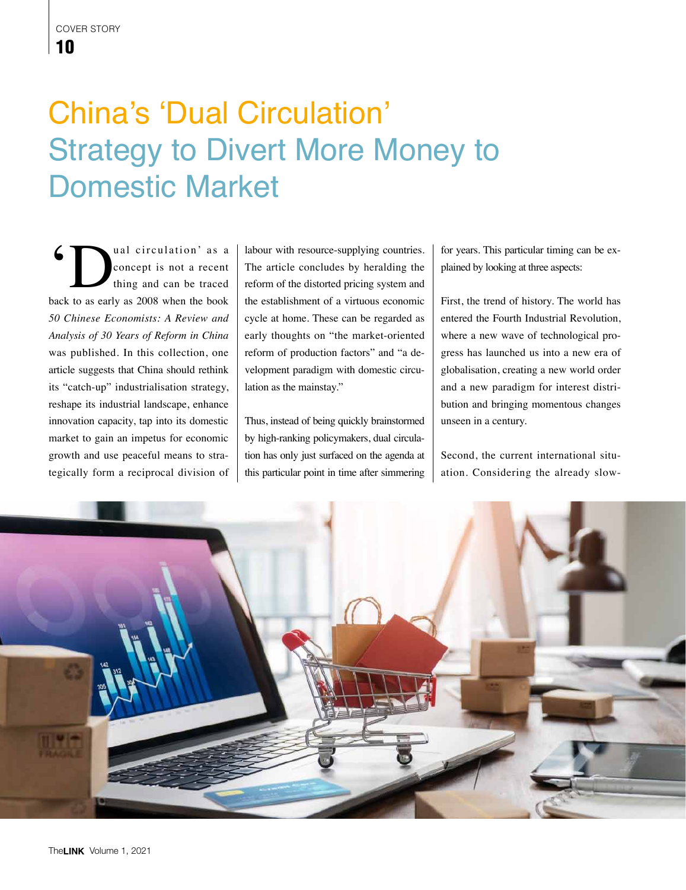# China's 'Dual Circulation' Strategy to Divert More Money to Domestic Market

'Dual circulation' as a concept is not a recent thing and can be traced back to as early as 2008 when the book *50 Chinese Economists: A Review and Analysis of 30 Years of Reform in China* was published. In this collection, one article suggests that China should rethink its "catch-up" industrialisation strategy, reshape its industrial landscape, enhance innovation capacity, tap into its domestic market to gain an impetus for economic growth and use peaceful means to strategically form a reciprocal division of labour with resource-supplying countries. The article concludes by heralding the reform of the distorted pricing system and the establishment of a virtuous economic cycle at home. These can be regarded as early thoughts on "the market-oriented reform of production factors" and "a development paradigm with domestic circulation as the mainstay."

Thus, instead of being quickly brainstormed by high-ranking policymakers, dual circulation has only just surfaced on the agenda at this particular point in time after simmering for years. This particular timing can be explained by looking at three aspects:

First, the trend of history. The world has entered the Fourth Industrial Revolution, where a new wave of technological progress has launched us into a new era of globalisation, creating a new world order and a new paradigm for interest distribution and bringing momentous changes unseen in a century.

Second, the current international situation. Considering the already slow-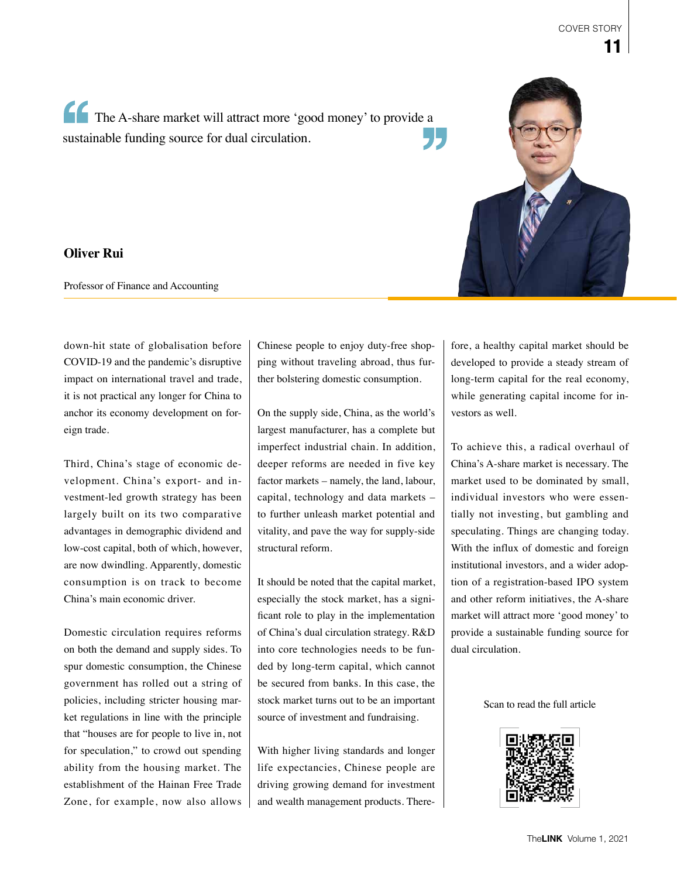> The A-share market will attract more 'good money' to provide a sustainable funding source for dual circulation.

**Oliver Rui**

Professor of Finance and Accounting

down-hit state of globalisation before COVID-19 and the pandemic's disruptive impact on international travel and trade, it is not practical any longer for China to anchor its economy development on foreign trade.

Third, China's stage of economic development. China's export- and investment-led growth strategy has been largely built on its two comparative advantages in demographic dividend and low-cost capital, both of which, however, are now dwindling. Apparently, domestic consumption is on track to become China's main economic driver.

Domestic circulation requires reforms on both the demand and supply sides. To spur domestic consumption, the Chinese government has rolled out a string of policies, including stricter housing market regulations in line with the principle that "houses are for people to live in, not for speculation," to crowd out spending ability from the housing market. The establishment of the Hainan Free Trade Zone, for example, now also allows Chinese people to enjoy duty-free shopping without traveling abroad, thus further bolstering domestic consumption.

On the supply side, China, as the world's largest manufacturer, has a complete but imperfect industrial chain. In addition, deeper reforms are needed in five key factor markets – namely, the land, labour, capital, technology and data markets – to further unleash market potential and vitality, and pave the way for supply-side structural reform.

It should be noted that the capital market, especially the stock market, has a significant role to play in the implementation of China's dual circulation strategy. R&D into core technologies needs to be funded by long-term capital, which cannot be secured from banks. In this case, the stock market turns out to be an important source of investment and fundraising.

With higher living standards and longer life expectancies, Chinese people are driving growing demand for investment and wealth management products. Therefore, a healthy capital market should be developed to provide a steady stream of long-term capital for the real economy, while generating capital income for investors as well.

To achieve this, a radical overhaul of China's A-share market is necessary. The market used to be dominated by small, individual investors who were essentially not investing, but gambling and speculating. Things are changing today. With the influx of domestic and foreign institutional investors, and a wider adoption of a registration-based IPO system and other reform initiatives, the A-share market will attract more 'good money' to provide a sustainable funding source for dual circulation.

Scan to read the full article